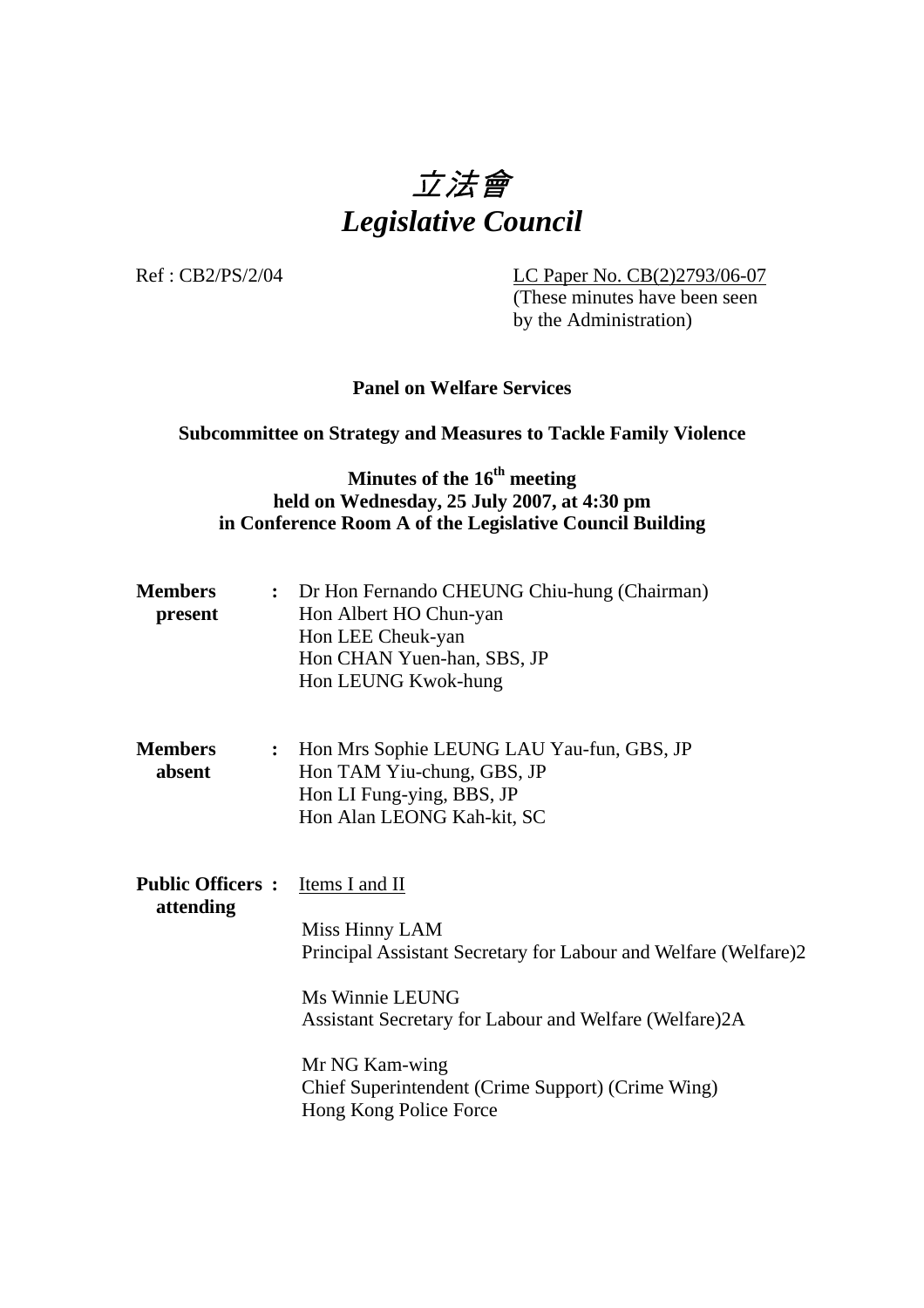# 立法會
# *Legislative Council*

Ref : CB2/PS/2/04

LC Paper No. CB(2)2793/06-07
(These minutes have been seen by the Administration)

**Panel on Welfare Services**

**Subcommittee on Strategy and Measures to Tackle Family Violence**

**Minutes of the 16th meeting**
**held on Wednesday, 25 July 2007, at 4:30 pm**
**in Conference Room A of the Legislative Council Building**

| | | |
|---|---|---|
| **Members present** | **:** | Dr Hon Fernando CHEUNG Chiu-hung (Chairman)<br>Hon Albert HO Chun-yan<br>Hon LEE Cheuk-yan<br>Hon CHAN Yuen-han, SBS, JP<br>Hon LEUNG Kwok-hung |
| **Members absent** | **:** | Hon Mrs Sophie LEUNG LAU Yau-fun, GBS, JP<br>Hon TAM Yiu-chung, GBS, JP<br>Hon LI Fung-ying, BBS, JP<br>Hon Alan LEONG Kah-kit, SC |
| **Public Officers attending** | **:** | Items I and II<br><br>Miss Hinny LAM<br>Principal Assistant Secretary for Labour and Welfare (Welfare)2<br><br>Ms Winnie LEUNG<br>Assistant Secretary for Labour and Welfare (Welfare)2A<br><br>Mr NG Kam-wing<br>Chief Superintendent (Crime Support) (Crime Wing)<br>Hong Kong Police Force |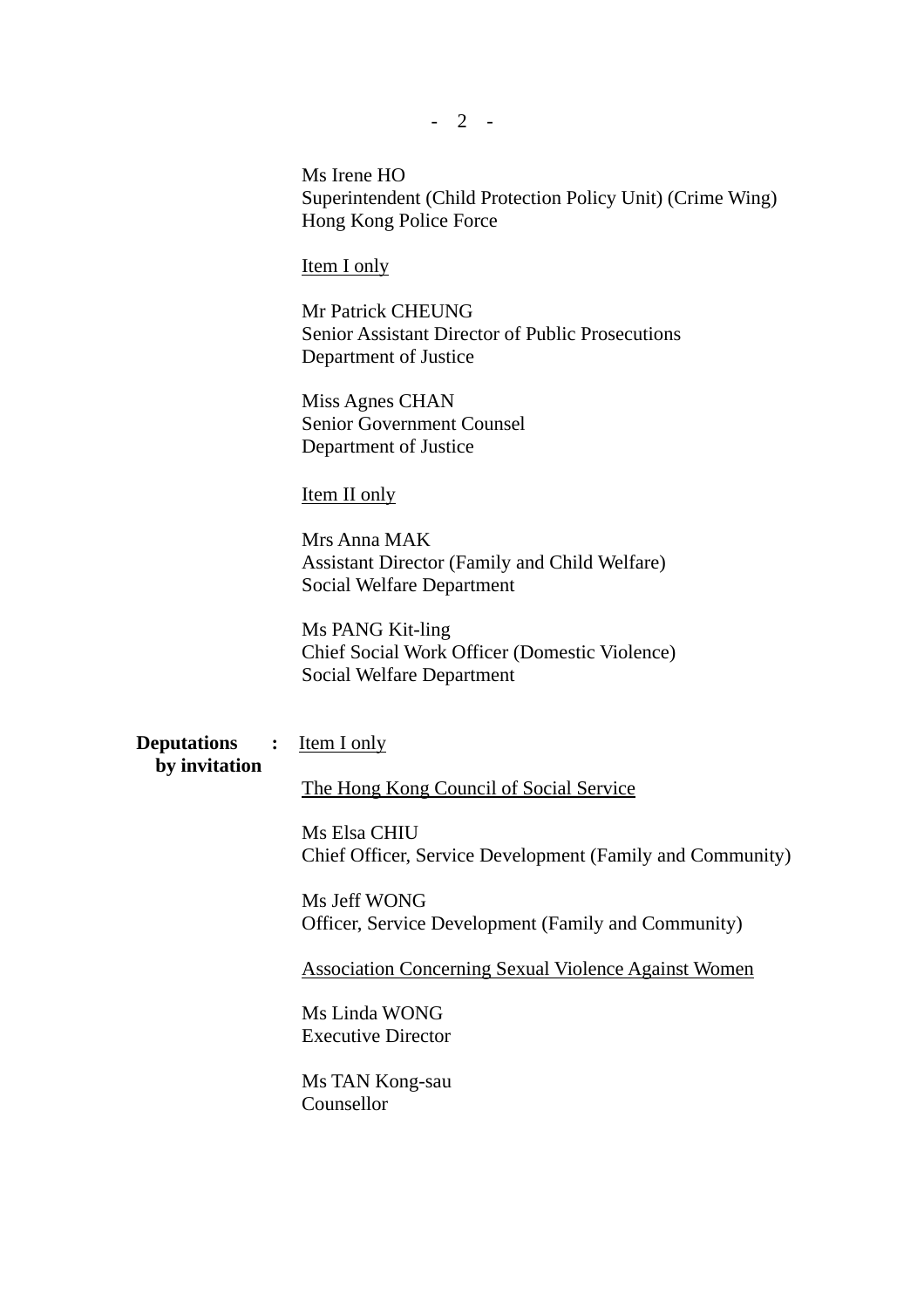Ms Irene HO
Superintendent (Child Protection Policy Unit) (Crime Wing)
Hong Kong Police Force

Item I only

Mr Patrick CHEUNG
Senior Assistant Director of Public Prosecutions
Department of Justice

Miss Agnes CHAN
Senior Government Counsel
Department of Justice

Item II only

Mrs Anna MAK
Assistant Director (Family and Child Welfare)
Social Welfare Department

Ms PANG Kit-ling
Chief Social Work Officer (Domestic Violence)
Social Welfare Department

**Deputations by invitation** : Item I only

The Hong Kong Council of Social Service

Ms Elsa CHIU
Chief Officer, Service Development (Family and Community)

Ms Jeff WONG
Officer, Service Development (Family and Community)

Association Concerning Sexual Violence Against Women

Ms Linda WONG
Executive Director

Ms TAN Kong-sau
Counsellor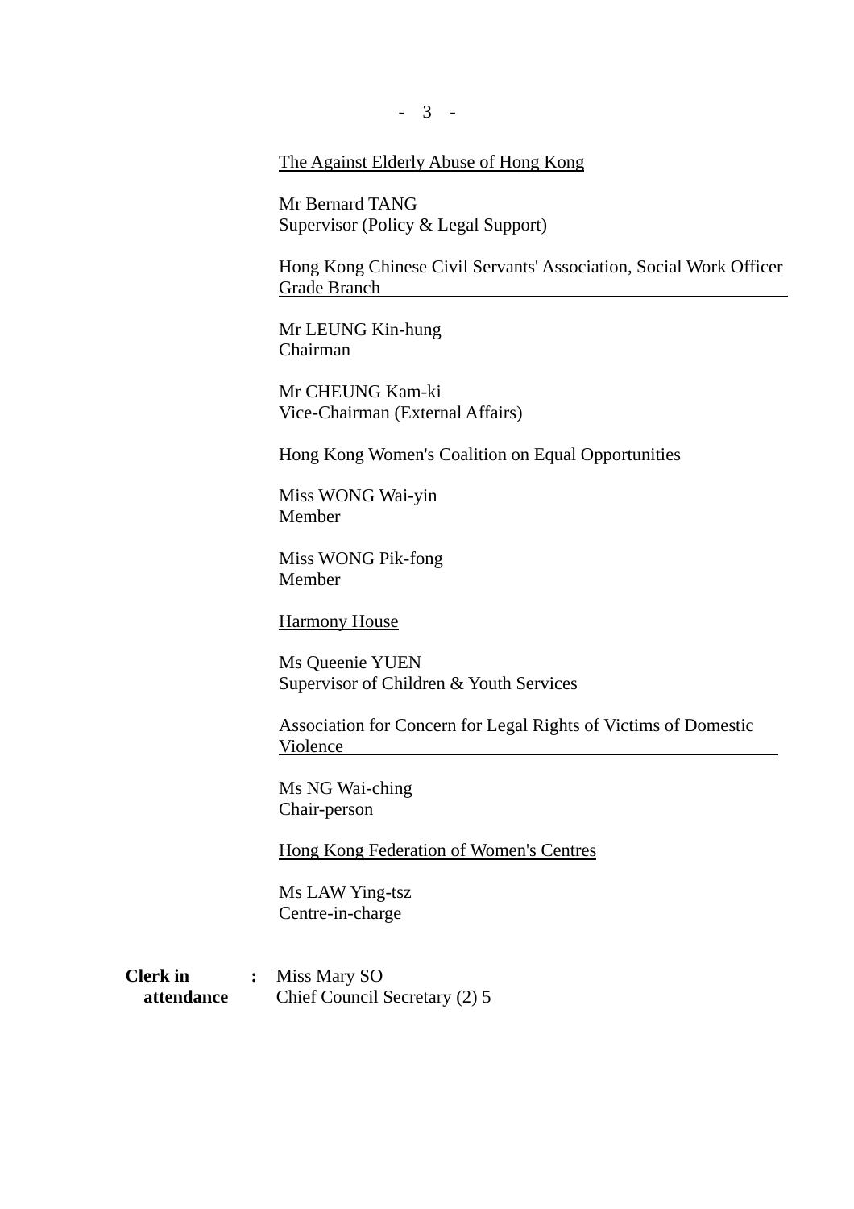The Against Elderly Abuse of Hong Kong

Mr Bernard TANG
Supervisor (Policy & Legal Support)

Hong Kong Chinese Civil Servants' Association, Social Work Officer Grade Branch

Mr LEUNG Kin-hung
Chairman

Mr CHEUNG Kam-ki
Vice-Chairman (External Affairs)

Hong Kong Women's Coalition on Equal Opportunities

Miss WONG Wai-yin
Member

Miss WONG Pik-fong
Member

Harmony House

Ms Queenie YUEN
Supervisor of Children & Youth Services

Association for Concern for Legal Rights of Victims of Domestic Violence

Ms NG Wai-ching
Chair-person

Hong Kong Federation of Women's Centres

Ms LAW Ying-tsz
Centre-in-charge

**Clerk in attendance** : Miss Mary SO
Chief Council Secretary (2) 5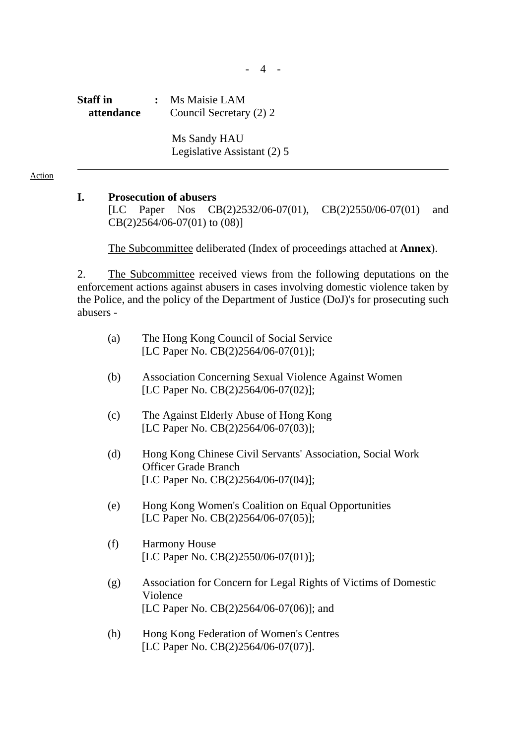**Staff in attendance** : Ms Maisie LAM
Council Secretary (2) 2

Ms Sandy HAU
Legislative Assistant (2) 5

---

Action

## I. Prosecution of abusers

[LC Paper Nos CB(2)2532/06-07(01), CB(2)2550/06-07(01) and CB(2)2564/06-07(01) to (08)]

The Subcommittee deliberated (Index of proceedings attached at **Annex**).

2. The Subcommittee received views from the following deputations on the enforcement actions against abusers in cases involving domestic violence taken by the Police, and the policy of the Department of Justice (DoJ)'s for prosecuting such abusers -

(a) The Hong Kong Council of Social Service
[LC Paper No. CB(2)2564/06-07(01)];

(b) Association Concerning Sexual Violence Against Women
[LC Paper No. CB(2)2564/06-07(02)];

(c) The Against Elderly Abuse of Hong Kong
[LC Paper No. CB(2)2564/06-07(03)];

(d) Hong Kong Chinese Civil Servants' Association, Social Work Officer Grade Branch
[LC Paper No. CB(2)2564/06-07(04)];

(e) Hong Kong Women's Coalition on Equal Opportunities
[LC Paper No. CB(2)2564/06-07(05)];

(f) Harmony House
[LC Paper No. CB(2)2550/06-07(01)];

(g) Association for Concern for Legal Rights of Victims of Domestic Violence
[LC Paper No. CB(2)2564/06-07(06)]; and

(h) Hong Kong Federation of Women's Centres
[LC Paper No. CB(2)2564/06-07(07)].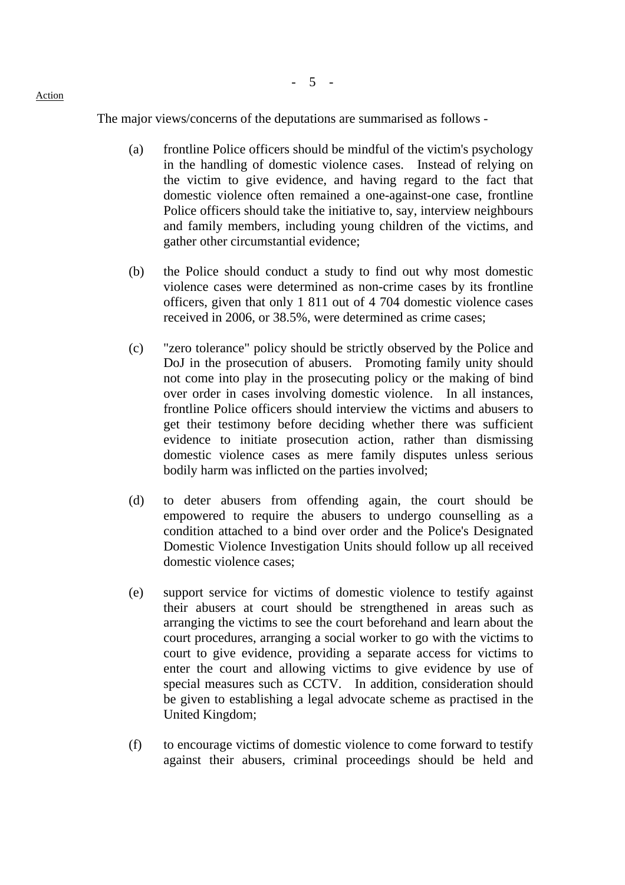Action

The major views/concerns of the deputations are summarised as follows -

(a) frontline Police officers should be mindful of the victim's psychology in the handling of domestic violence cases. Instead of relying on the victim to give evidence, and having regard to the fact that domestic violence often remained a one-against-one case, frontline Police officers should take the initiative to, say, interview neighbours and family members, including young children of the victims, and gather other circumstantial evidence;

(b) the Police should conduct a study to find out why most domestic violence cases were determined as non-crime cases by its frontline officers, given that only 1 811 out of 4 704 domestic violence cases received in 2006, or 38.5%, were determined as crime cases;

(c) "zero tolerance" policy should be strictly observed by the Police and DoJ in the prosecution of abusers. Promoting family unity should not come into play in the prosecuting policy or the making of bind over order in cases involving domestic violence. In all instances, frontline Police officers should interview the victims and abusers to get their testimony before deciding whether there was sufficient evidence to initiate prosecution action, rather than dismissing domestic violence cases as mere family disputes unless serious bodily harm was inflicted on the parties involved;

(d) to deter abusers from offending again, the court should be empowered to require the abusers to undergo counselling as a condition attached to a bind over order and the Police's Designated Domestic Violence Investigation Units should follow up all received domestic violence cases;

(e) support service for victims of domestic violence to testify against their abusers at court should be strengthened in areas such as arranging the victims to see the court beforehand and learn about the court procedures, arranging a social worker to go with the victims to court to give evidence, providing a separate access for victims to enter the court and allowing victims to give evidence by use of special measures such as CCTV. In addition, consideration should be given to establishing a legal advocate scheme as practised in the United Kingdom;

(f) to encourage victims of domestic violence to come forward to testify against their abusers, criminal proceedings should be held and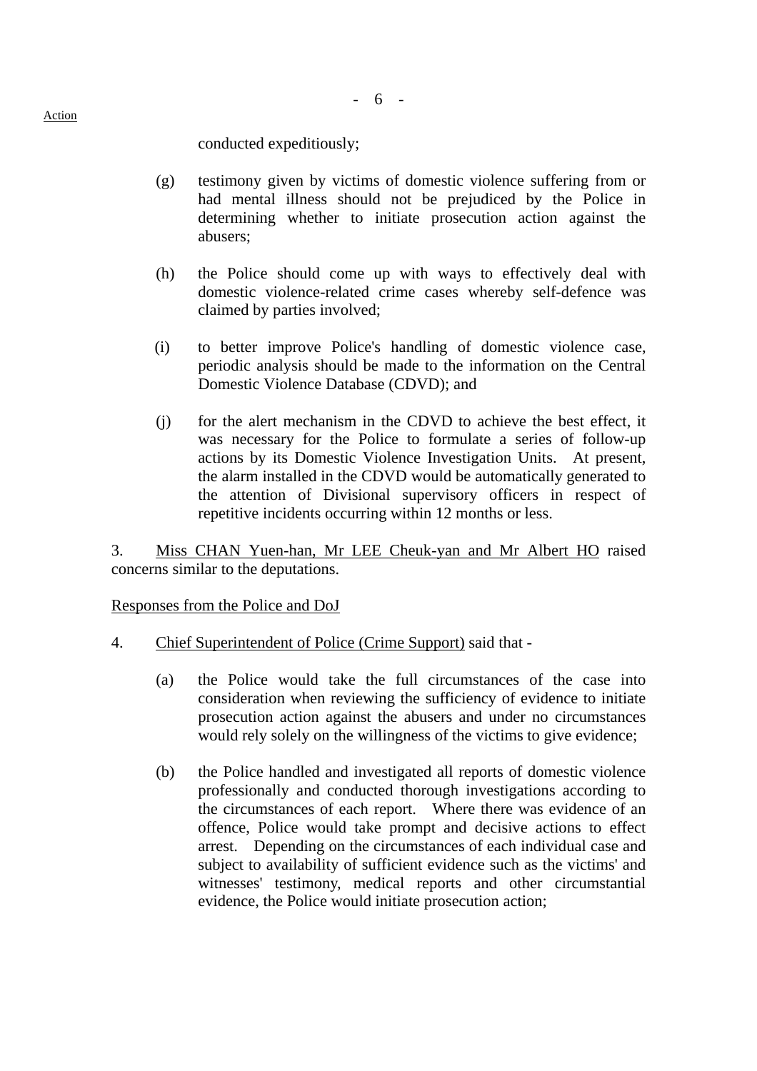Action

conducted expeditiously;

(g) testimony given by victims of domestic violence suffering from or had mental illness should not be prejudiced by the Police in determining whether to initiate prosecution action against the abusers;

(h) the Police should come up with ways to effectively deal with domestic violence-related crime cases whereby self-defence was claimed by parties involved;

(i) to better improve Police's handling of domestic violence case, periodic analysis should be made to the information on the Central Domestic Violence Database (CDVD); and

(j) for the alert mechanism in the CDVD to achieve the best effect, it was necessary for the Police to formulate a series of follow-up actions by its Domestic Violence Investigation Units. At present, the alarm installed in the CDVD would be automatically generated to the attention of Divisional supervisory officers in respect of repetitive incidents occurring within 12 months or less.

3. Miss CHAN Yuen-han, Mr LEE Cheuk-yan and Mr Albert HO raised concerns similar to the deputations.

Responses from the Police and DoJ

4. Chief Superintendent of Police (Crime Support) said that -

(a) the Police would take the full circumstances of the case into consideration when reviewing the sufficiency of evidence to initiate prosecution action against the abusers and under no circumstances would rely solely on the willingness of the victims to give evidence;

(b) the Police handled and investigated all reports of domestic violence professionally and conducted thorough investigations according to the circumstances of each report. Where there was evidence of an offence, Police would take prompt and decisive actions to effect arrest. Depending on the circumstances of each individual case and subject to availability of sufficient evidence such as the victims' and witnesses' testimony, medical reports and other circumstantial evidence, the Police would initiate prosecution action;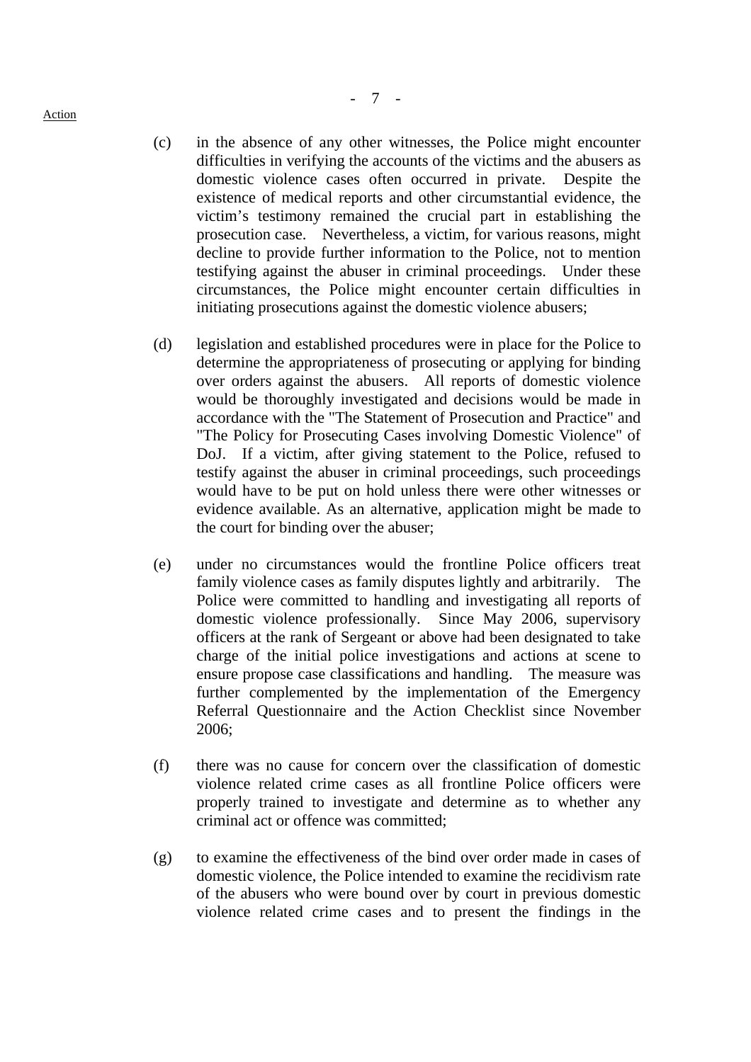Action

(c) in the absence of any other witnesses, the Police might encounter difficulties in verifying the accounts of the victims and the abusers as domestic violence cases often occurred in private. Despite the existence of medical reports and other circumstantial evidence, the victim's testimony remained the crucial part in establishing the prosecution case. Nevertheless, a victim, for various reasons, might decline to provide further information to the Police, not to mention testifying against the abuser in criminal proceedings. Under these circumstances, the Police might encounter certain difficulties in initiating prosecutions against the domestic violence abusers;

(d) legislation and established procedures were in place for the Police to determine the appropriateness of prosecuting or applying for binding over orders against the abusers. All reports of domestic violence would be thoroughly investigated and decisions would be made in accordance with the "The Statement of Prosecution and Practice" and "The Policy for Prosecuting Cases involving Domestic Violence" of DoJ. If a victim, after giving statement to the Police, refused to testify against the abuser in criminal proceedings, such proceedings would have to be put on hold unless there were other witnesses or evidence available. As an alternative, application might be made to the court for binding over the abuser;

(e) under no circumstances would the frontline Police officers treat family violence cases as family disputes lightly and arbitrarily. The Police were committed to handling and investigating all reports of domestic violence professionally. Since May 2006, supervisory officers at the rank of Sergeant or above had been designated to take charge of the initial police investigations and actions at scene to ensure propose case classifications and handling. The measure was further complemented by the implementation of the Emergency Referral Questionnaire and the Action Checklist since November 2006;

(f) there was no cause for concern over the classification of domestic violence related crime cases as all frontline Police officers were properly trained to investigate and determine as to whether any criminal act or offence was committed;

(g) to examine the effectiveness of the bind over order made in cases of domestic violence, the Police intended to examine the recidivism rate of the abusers who were bound over by court in previous domestic violence related crime cases and to present the findings in the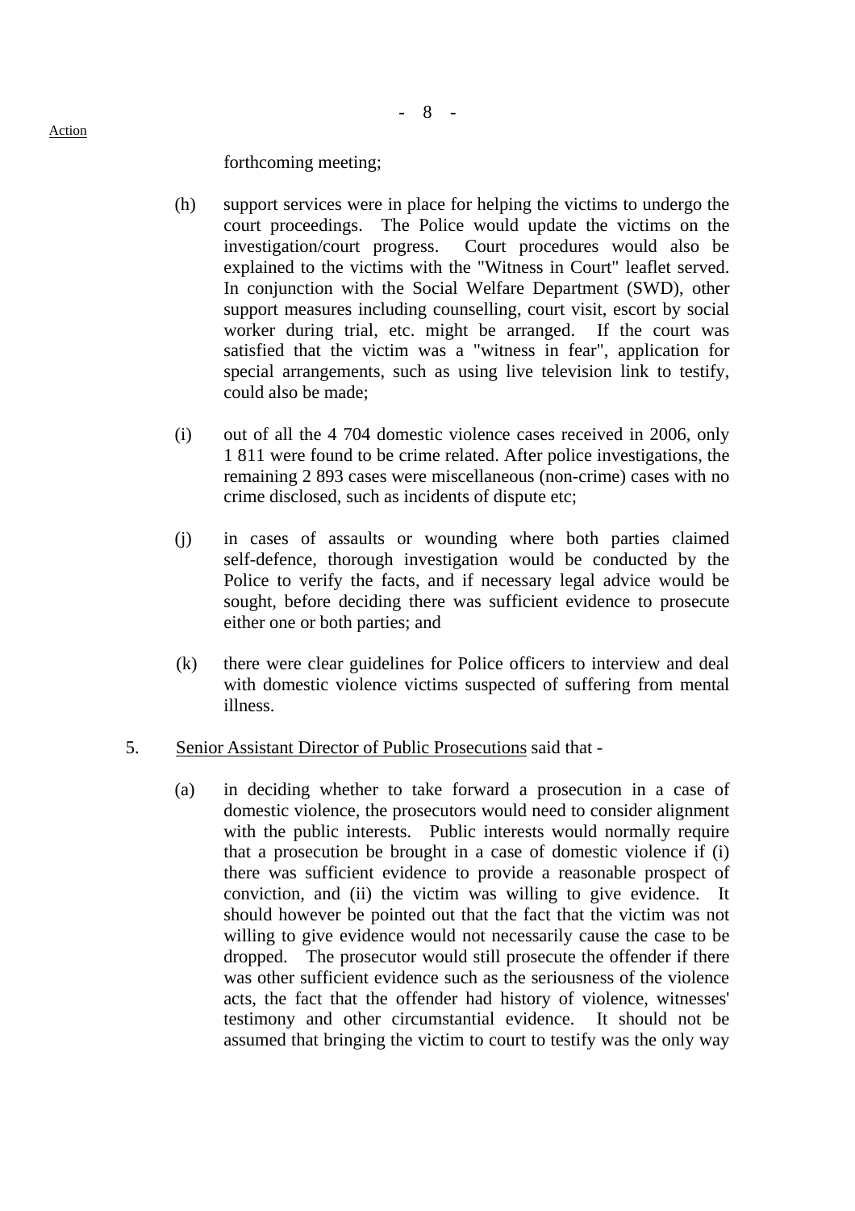Action

forthcoming meeting;

(h) support services were in place for helping the victims to undergo the court proceedings. The Police would update the victims on the investigation/court progress. Court procedures would also be explained to the victims with the "Witness in Court" leaflet served. In conjunction with the Social Welfare Department (SWD), other support measures including counselling, court visit, escort by social worker during trial, etc. might be arranged. If the court was satisfied that the victim was a "witness in fear", application for special arrangements, such as using live television link to testify, could also be made;

(i) out of all the 4 704 domestic violence cases received in 2006, only 1 811 were found to be crime related. After police investigations, the remaining 2 893 cases were miscellaneous (non-crime) cases with no crime disclosed, such as incidents of dispute etc;

(j) in cases of assaults or wounding where both parties claimed self-defence, thorough investigation would be conducted by the Police to verify the facts, and if necessary legal advice would be sought, before deciding there was sufficient evidence to prosecute either one or both parties; and

(k) there were clear guidelines for Police officers to interview and deal with domestic violence victims suspected of suffering from mental illness.

5. Senior Assistant Director of Public Prosecutions said that -

(a) in deciding whether to take forward a prosecution in a case of domestic violence, the prosecutors would need to consider alignment with the public interests. Public interests would normally require that a prosecution be brought in a case of domestic violence if (i) there was sufficient evidence to provide a reasonable prospect of conviction, and (ii) the victim was willing to give evidence. It should however be pointed out that the fact that the victim was not willing to give evidence would not necessarily cause the case to be dropped. The prosecutor would still prosecute the offender if there was other sufficient evidence such as the seriousness of the violence acts, the fact that the offender had history of violence, witnesses' testimony and other circumstantial evidence. It should not be assumed that bringing the victim to court to testify was the only way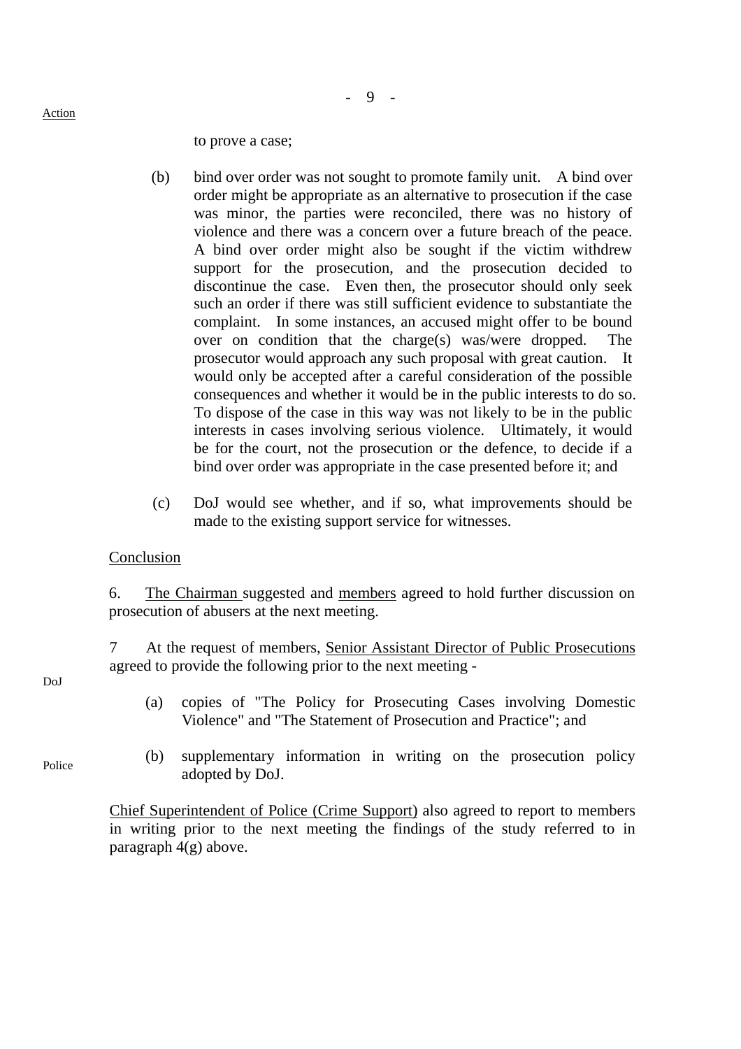Action

to prove a case;

(b) bind over order was not sought to promote family unit. A bind over order might be appropriate as an alternative to prosecution if the case was minor, the parties were reconciled, there was no history of violence and there was a concern over a future breach of the peace. A bind over order might also be sought if the victim withdrew support for the prosecution, and the prosecution decided to discontinue the case. Even then, the prosecutor should only seek such an order if there was still sufficient evidence to substantiate the complaint. In some instances, an accused might offer to be bound over on condition that the charge(s) was/were dropped. The prosecutor would approach any such proposal with great caution. It would only be accepted after a careful consideration of the possible consequences and whether it would be in the public interests to do so. To dispose of the case in this way was not likely to be in the public interests in cases involving serious violence. Ultimately, it would be for the court, not the prosecution or the defence, to decide if a bind over order was appropriate in the case presented before it; and

(c) DoJ would see whether, and if so, what improvements should be made to the existing support service for witnesses.

Conclusion

6. The Chairman suggested and members agreed to hold further discussion on prosecution of abusers at the next meeting.

7 At the request of members, Senior Assistant Director of Public Prosecutions agreed to provide the following prior to the next meeting -

DoJ

(a) copies of "The Policy for Prosecuting Cases involving Domestic Violence" and "The Statement of Prosecution and Practice"; and

Police

(b) supplementary information in writing on the prosecution policy adopted by DoJ.

Chief Superintendent of Police (Crime Support) also agreed to report to members in writing prior to the next meeting the findings of the study referred to in paragraph 4(g) above.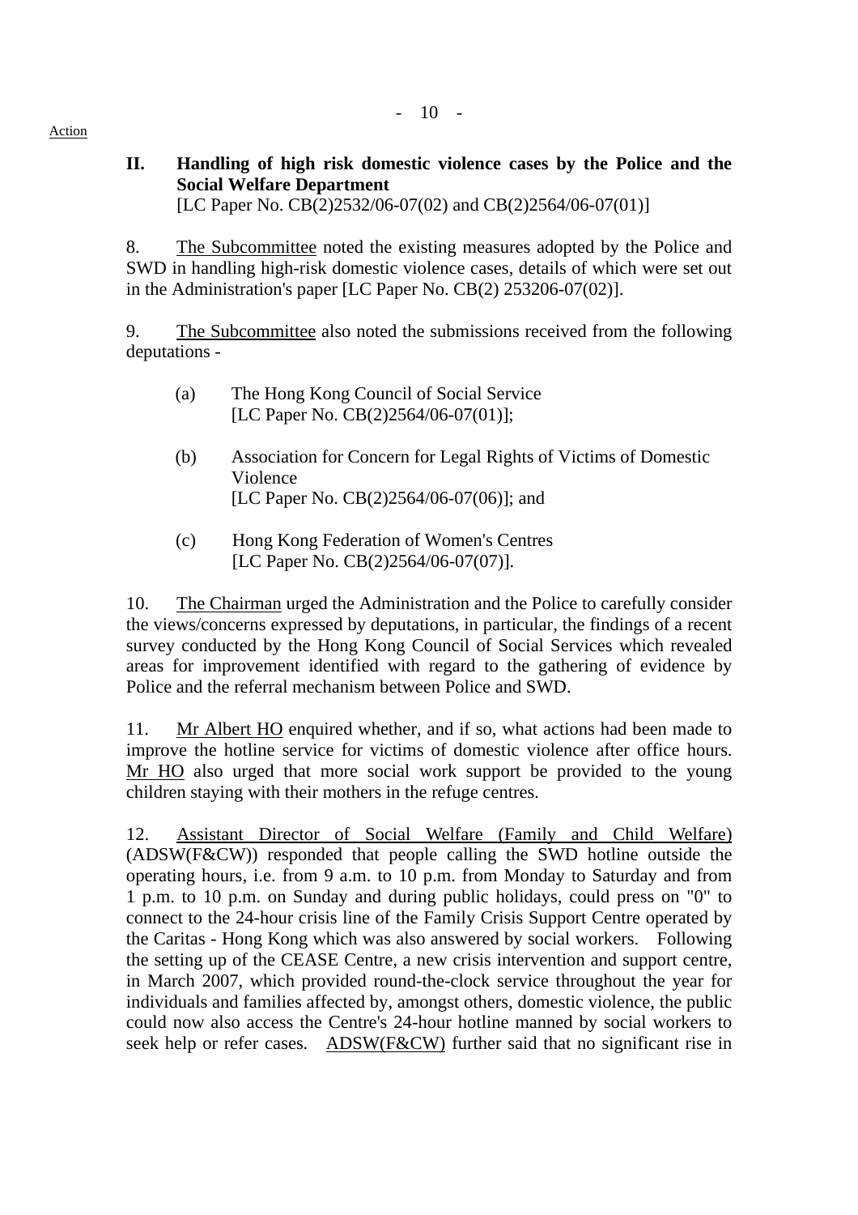Action

## II. Handling of high risk domestic violence cases by the Police and the Social Welfare Department

[LC Paper No. CB(2)2532/06-07(02) and CB(2)2564/06-07(01)]

8. The Subcommittee noted the existing measures adopted by the Police and SWD in handling high-risk domestic violence cases, details of which were set out in the Administration's paper [LC Paper No. CB(2) 253206-07(02)].

9. The Subcommittee also noted the submissions received from the following deputations -

(a) The Hong Kong Council of Social Service
[LC Paper No. CB(2)2564/06-07(01)];

(b) Association for Concern for Legal Rights of Victims of Domestic Violence
[LC Paper No. CB(2)2564/06-07(06)]; and

(c) Hong Kong Federation of Women's Centres
[LC Paper No. CB(2)2564/06-07(07)].

10. The Chairman urged the Administration and the Police to carefully consider the views/concerns expressed by deputations, in particular, the findings of a recent survey conducted by the Hong Kong Council of Social Services which revealed areas for improvement identified with regard to the gathering of evidence by Police and the referral mechanism between Police and SWD.

11. Mr Albert HO enquired whether, and if so, what actions had been made to improve the hotline service for victims of domestic violence after office hours. Mr HO also urged that more social work support be provided to the young children staying with their mothers in the refuge centres.

12. Assistant Director of Social Welfare (Family and Child Welfare) (ADSW(F&CW)) responded that people calling the SWD hotline outside the operating hours, i.e. from 9 a.m. to 10 p.m. from Monday to Saturday and from 1 p.m. to 10 p.m. on Sunday and during public holidays, could press on "0" to connect to the 24-hour crisis line of the Family Crisis Support Centre operated by the Caritas - Hong Kong which was also answered by social workers. Following the setting up of the CEASE Centre, a new crisis intervention and support centre, in March 2007, which provided round-the-clock service throughout the year for individuals and families affected by, amongst others, domestic violence, the public could now also access the Centre's 24-hour hotline manned by social workers to seek help or refer cases. ADSW(F&CW) further said that no significant rise in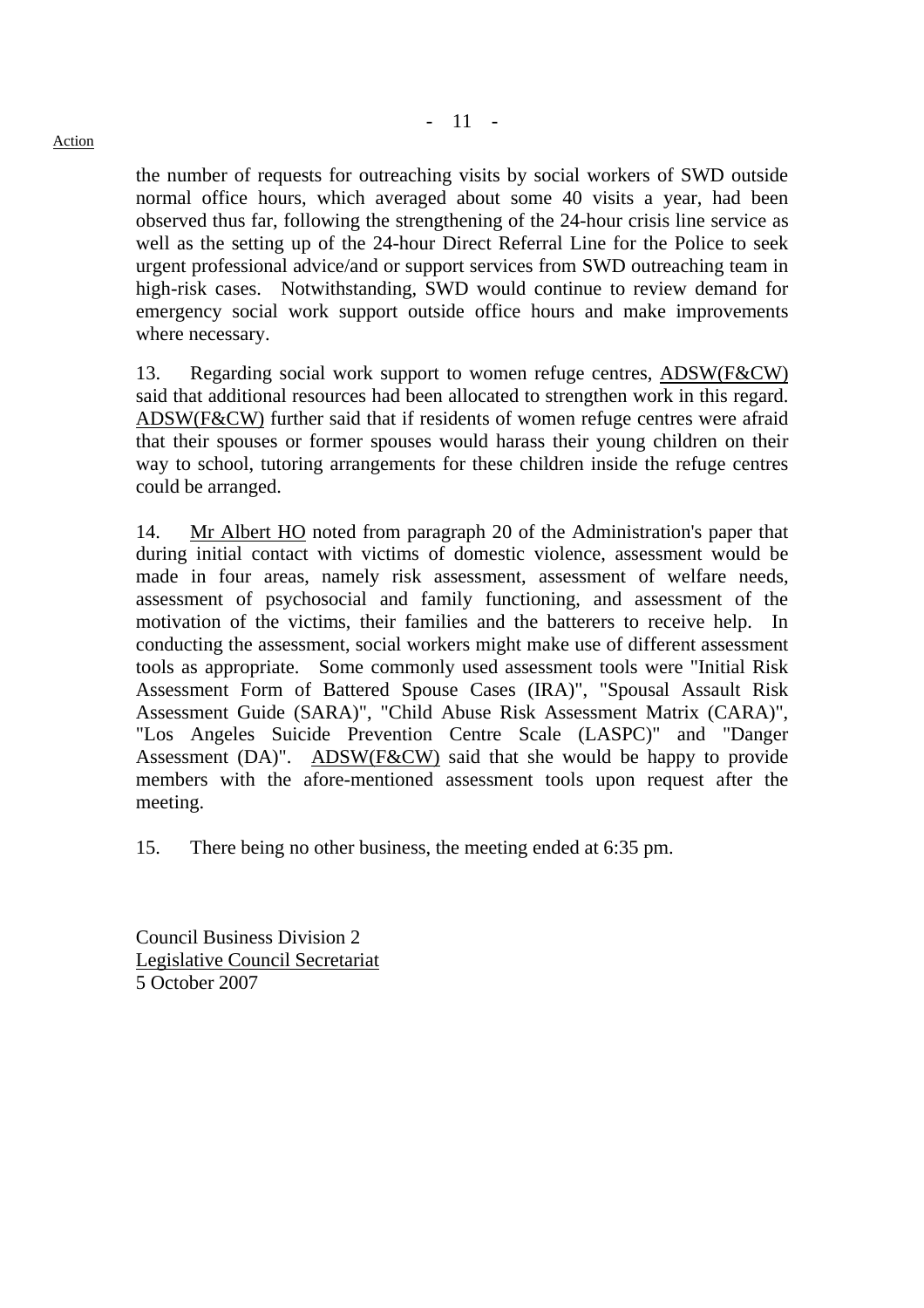the number of requests for outreaching visits by social workers of SWD outside normal office hours, which averaged about some 40 visits a year, had been observed thus far, following the strengthening of the 24-hour crisis line service as well as the setting up of the 24-hour Direct Referral Line for the Police to seek urgent professional advice/and or support services from SWD outreaching team in high-risk cases. Notwithstanding, SWD would continue to review demand for emergency social work support outside office hours and make improvements where necessary.

13. Regarding social work support to women refuge centres, ADSW(F&CW) said that additional resources had been allocated to strengthen work in this regard. ADSW(F&CW) further said that if residents of women refuge centres were afraid that their spouses or former spouses would harass their young children on their way to school, tutoring arrangements for these children inside the refuge centres could be arranged.

14. Mr Albert HO noted from paragraph 20 of the Administration's paper that during initial contact with victims of domestic violence, assessment would be made in four areas, namely risk assessment, assessment of welfare needs, assessment of psychosocial and family functioning, and assessment of the motivation of the victims, their families and the batterers to receive help. In conducting the assessment, social workers might make use of different assessment tools as appropriate. Some commonly used assessment tools were "Initial Risk Assessment Form of Battered Spouse Cases (IRA)", "Spousal Assault Risk Assessment Guide (SARA)", "Child Abuse Risk Assessment Matrix (CARA)", "Los Angeles Suicide Prevention Centre Scale (LASPC)" and "Danger Assessment (DA)". ADSW(F&CW) said that she would be happy to provide members with the afore-mentioned assessment tools upon request after the meeting.

15. There being no other business, the meeting ended at 6:35 pm.

Council Business Division 2
Legislative Council Secretariat
5 October 2007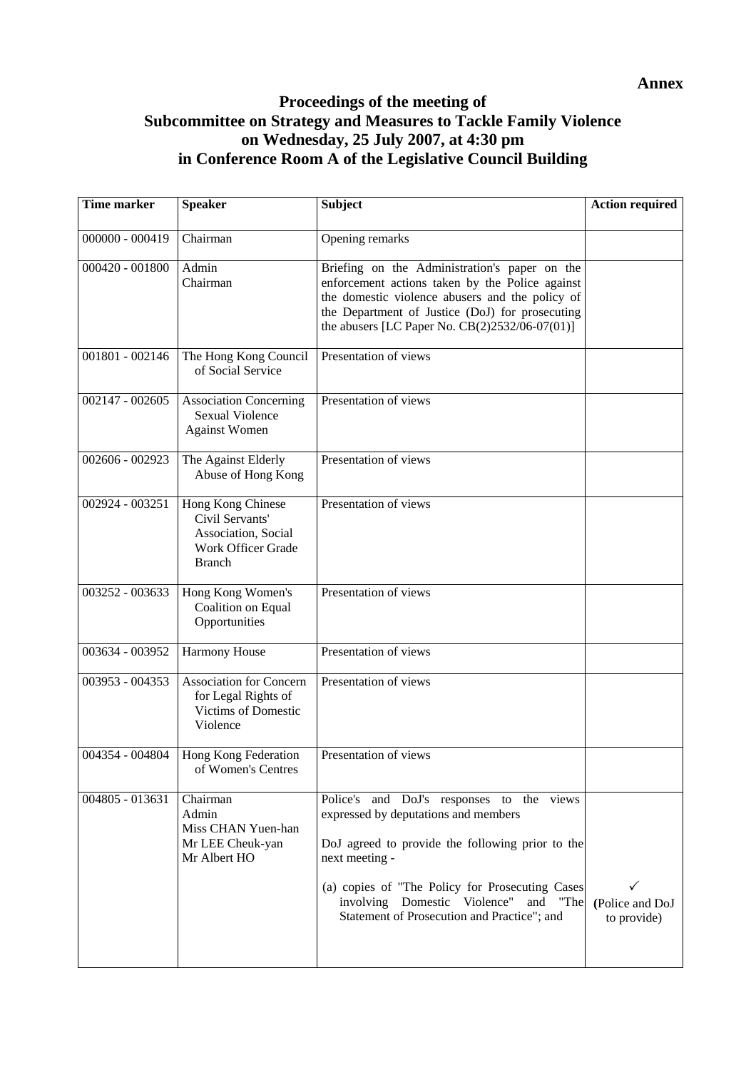**Annex**

# Proceedings of the meeting of Subcommittee on Strategy and Measures to Tackle Family Violence on Wednesday, 25 July 2007, at 4:30 pm in Conference Room A of the Legislative Council Building

| Time marker | Speaker | Subject | Action required |
|---|---|---|---|
| 000000 - 000419 | Chairman | Opening remarks | |
| 000420 - 001800 | Admin<br>Chairman | Briefing on the Administration's paper on the enforcement actions taken by the Police against the domestic violence abusers and the policy of the Department of Justice (DoJ) for prosecuting the abusers [LC Paper No. CB(2)2532/06-07(01)] | |
| 001801 - 002146 | The Hong Kong Council of Social Service | Presentation of views | |
| 002147 - 002605 | Association Concerning Sexual Violence Against Women | Presentation of views | |
| 002606 - 002923 | The Against Elderly Abuse of Hong Kong | Presentation of views | |
| 002924 - 003251 | Hong Kong Chinese Civil Servants' Association, Social Work Officer Grade Branch | Presentation of views | |
| 003252 - 003633 | Hong Kong Women's Coalition on Equal Opportunities | Presentation of views | |
| 003634 - 003952 | Harmony House | Presentation of views | |
| 003953 - 004353 | Association for Concern for Legal Rights of Victims of Domestic Violence | Presentation of views | |
| 004354 - 004804 | Hong Kong Federation of Women's Centres | Presentation of views | |
| 004805 - 013631 | Chairman<br>Admin<br>Miss CHAN Yuen-han<br>Mr LEE Cheuk-yan<br>Mr Albert HO | Police's and DoJ's responses to the views expressed by deputations and members<br><br>DoJ agreed to provide the following prior to the next meeting -<br><br>(a) copies of "The Policy for Prosecuting Cases involving Domestic Violence" and "The Statement of Prosecution and Practice"; and | ✓<br>(Police and DoJ to provide) |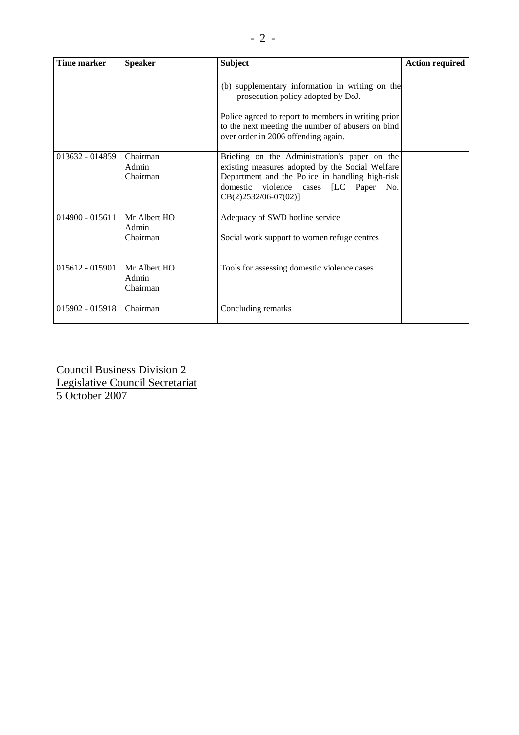| Time marker | Speaker | Subject | Action required |
|---|---|---|---|
| | | (b) supplementary information in writing on the prosecution policy adopted by DoJ.<br><br>Police agreed to report to members in writing prior to the next meeting the number of abusers on bind over order in 2006 offending again. | |
| 013632 - 014859 | Chairman<br>Admin<br>Chairman | Briefing on the Administration's paper on the existing measures adopted by the Social Welfare Department and the Police in handling high-risk domestic violence cases [LC Paper No. CB(2)2532/06-07(02)] | |
| 014900 - 015611 | Mr Albert HO<br>Admin<br>Chairman | Adequacy of SWD hotline service<br><br>Social work support to women refuge centres | |
| 015612 - 015901 | Mr Albert HO<br>Admin<br>Chairman | Tools for assessing domestic violence cases | |
| 015902 - 015918 | Chairman | Concluding remarks | |

Council Business Division 2
Legislative Council Secretariat
5 October 2007